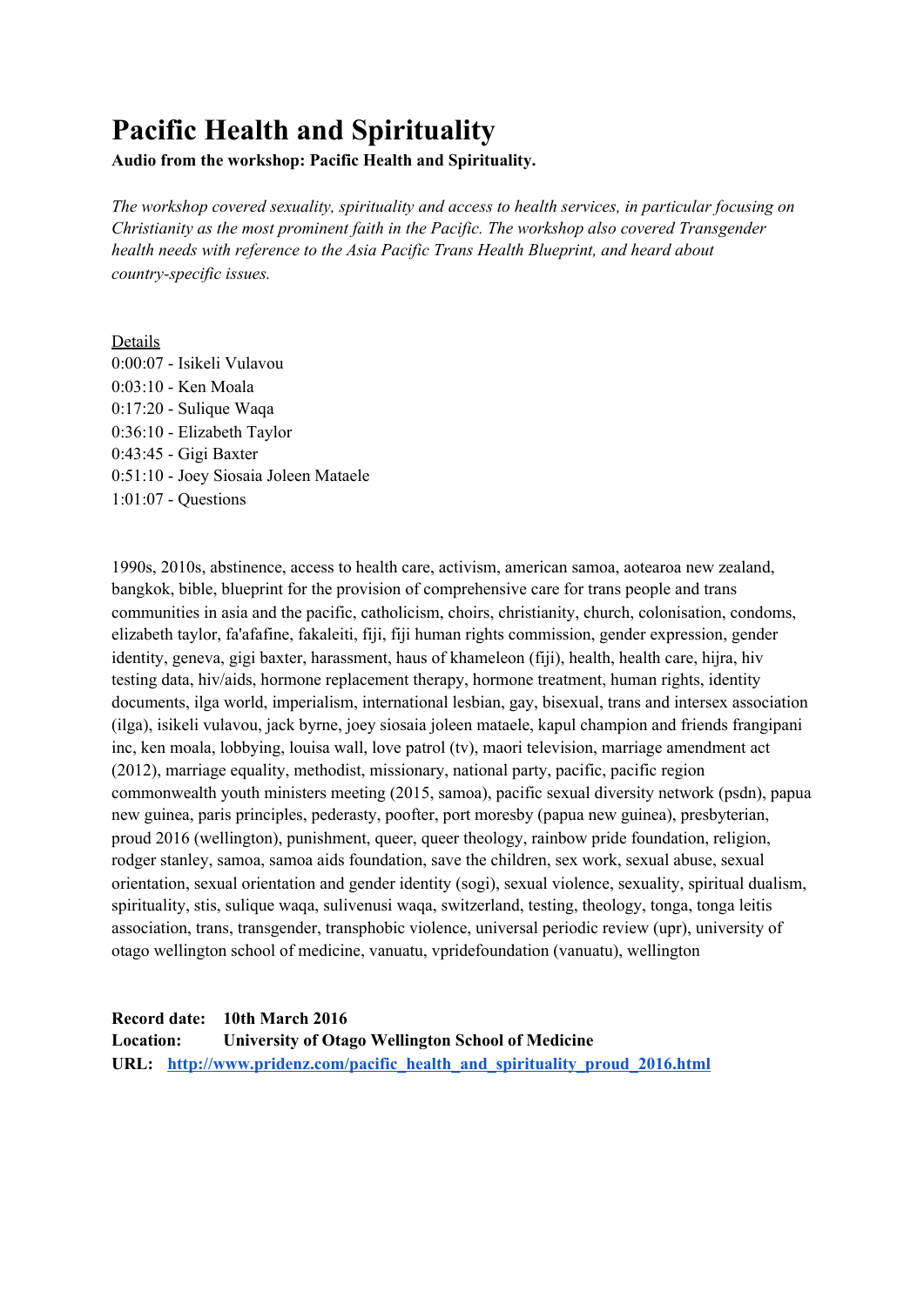# Pacific Health and Spirituality

**Audio from the workshop: Pacific Health and Spirituality.**

*The workshop covered sexuality, spirituality and access to health services, in particular focusing on Christianity as the most prominent faith in the Pacific. The workshop also covered Transgender health needs with reference to the Asia Pacific Trans Health Blueprint, and heard about country-specific issues.*

<u>Details</u>

0:00:07 - Isikeli Vulavou
0:03:10 - Ken Moala
0:17:20 - Sulique Waqa
0:36:10 - Elizabeth Taylor
0:43:45 - Gigi Baxter
0:51:10 - Joey Siosaia Joleen Mataele
1:01:07 - Questions

1990s, 2010s, abstinence, access to health care, activism, american samoa, aotearoa new zealand, bangkok, bible, blueprint for the provision of comprehensive care for trans people and trans communities in asia and the pacific, catholicism, choirs, christianity, church, colonisation, condoms, elizabeth taylor, fa'afafine, fakaleiti, fiji, fiji human rights commission, gender expression, gender identity, geneva, gigi baxter, harassment, haus of khameleon (fiji), health, health care, hijra, hiv testing data, hiv/aids, hormone replacement therapy, hormone treatment, human rights, identity documents, ilga world, imperialism, international lesbian, gay, bisexual, trans and intersex association (ilga), isikeli vulavou, jack byrne, joey siosaia joleen mataele, kapul champion and friends frangipani inc, ken moala, lobbying, louisa wall, love patrol (tv), maori television, marriage amendment act (2012), marriage equality, methodist, missionary, national party, pacific, pacific region commonwealth youth ministers meeting (2015, samoa), pacific sexual diversity network (psdn), papua new guinea, paris principles, pederasty, poofter, port moresby (papua new guinea), presbyterian, proud 2016 (wellington), punishment, queer, queer theology, rainbow pride foundation, religion, rodger stanley, samoa, samoa aids foundation, save the children, sex work, sexual abuse, sexual orientation, sexual orientation and gender identity (sogi), sexual violence, sexuality, spiritual dualism, spirituality, stis, sulique waqa, sulivenusi waqa, switzerland, testing, theology, tonga, tonga leitis association, trans, transgender, transphobic violence, universal periodic review (upr), university of otago wellington school of medicine, vanuatu, vpridefoundation (vanuatu), wellington

**Record date:** **10th March 2016**
**Location:** **University of Otago Wellington School of Medicine**
**URL:** **[http://www.pridenz.com/pacific_health_and_spirituality_proud_2016.html](http://www.pridenz.com/pacific_health_and_spirituality_proud_2016.html)**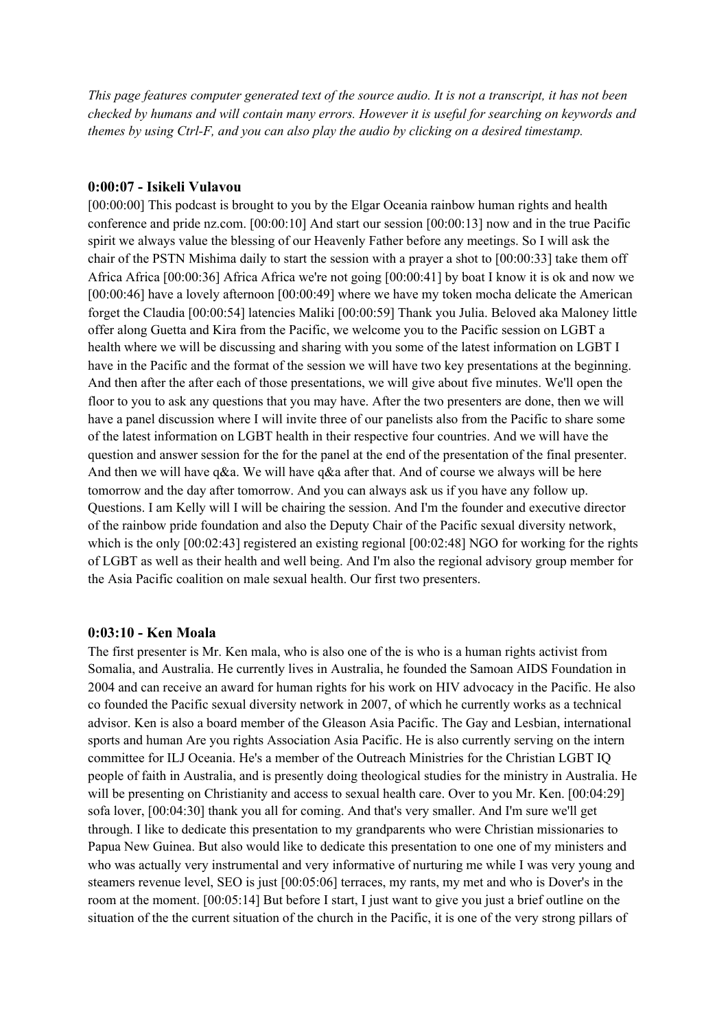*This page features computer generated text of the source audio. It is not a transcript, it has not been checked by humans and will contain many errors. However it is useful for searching on keywords and themes by using Ctrl-F, and you can also play the audio by clicking on a desired timestamp.*

### 0:00:07 - Isikeli Vulavou

[00:00:00] This podcast is brought to you by the Elgar Oceania rainbow human rights and health conference and pride nz.com. [00:00:10] And start our session [00:00:13] now and in the true Pacific spirit we always value the blessing of our Heavenly Father before any meetings. So I will ask the chair of the PSTN Mishima daily to start the session with a prayer a shot to [00:00:33] take them off Africa Africa [00:00:36] Africa Africa we're not going [00:00:41] by boat I know it is ok and now we [00:00:46] have a lovely afternoon [00:00:49] where we have my token mocha delicate the American forget the Claudia [00:00:54] latencies Maliki [00:00:59] Thank you Julia. Beloved aka Maloney little offer along Guetta and Kira from the Pacific, we welcome you to the Pacific session on LGBT a health where we will be discussing and sharing with you some of the latest information on LGBT I have in the Pacific and the format of the session we will have two key presentations at the beginning. And then after the after each of those presentations, we will give about five minutes. We'll open the floor to you to ask any questions that you may have. After the two presenters are done, then we will have a panel discussion where I will invite three of our panelists also from the Pacific to share some of the latest information on LGBT health in their respective four countries. And we will have the question and answer session for the for the panel at the end of the presentation of the final presenter. And then we will have q&a. We will have q&a after that. And of course we always will be here tomorrow and the day after tomorrow. And you can always ask us if you have any follow up. Questions. I am Kelly will I will be chairing the session. And I'm the founder and executive director of the rainbow pride foundation and also the Deputy Chair of the Pacific sexual diversity network, which is the only [00:02:43] registered an existing regional [00:02:48] NGO for working for the rights of LGBT as well as their health and well being. And I'm also the regional advisory group member for the Asia Pacific coalition on male sexual health. Our first two presenters.

### 0:03:10 - Ken Moala

The first presenter is Mr. Ken mala, who is also one of the is who is a human rights activist from Somalia, and Australia. He currently lives in Australia, he founded the Samoan AIDS Foundation in 2004 and can receive an award for human rights for his work on HIV advocacy in the Pacific. He also co founded the Pacific sexual diversity network in 2007, of which he currently works as a technical advisor. Ken is also a board member of the Gleason Asia Pacific. The Gay and Lesbian, international sports and human Are you rights Association Asia Pacific. He is also currently serving on the intern committee for ILJ Oceania. He's a member of the Outreach Ministries for the Christian LGBT IQ people of faith in Australia, and is presently doing theological studies for the ministry in Australia. He will be presenting on Christianity and access to sexual health care. Over to you Mr. Ken. [00:04:29] sofa lover, [00:04:30] thank you all for coming. And that's very smaller. And I'm sure we'll get through. I like to dedicate this presentation to my grandparents who were Christian missionaries to Papua New Guinea. But also would like to dedicate this presentation to one one of my ministers and who was actually very instrumental and very informative of nurturing me while I was very young and steamers revenue level, SEO is just [00:05:06] terraces, my rants, my met and who is Dover's in the room at the moment. [00:05:14] But before I start, I just want to give you just a brief outline on the situation of the the current situation of the church in the Pacific, it is one of the very strong pillars of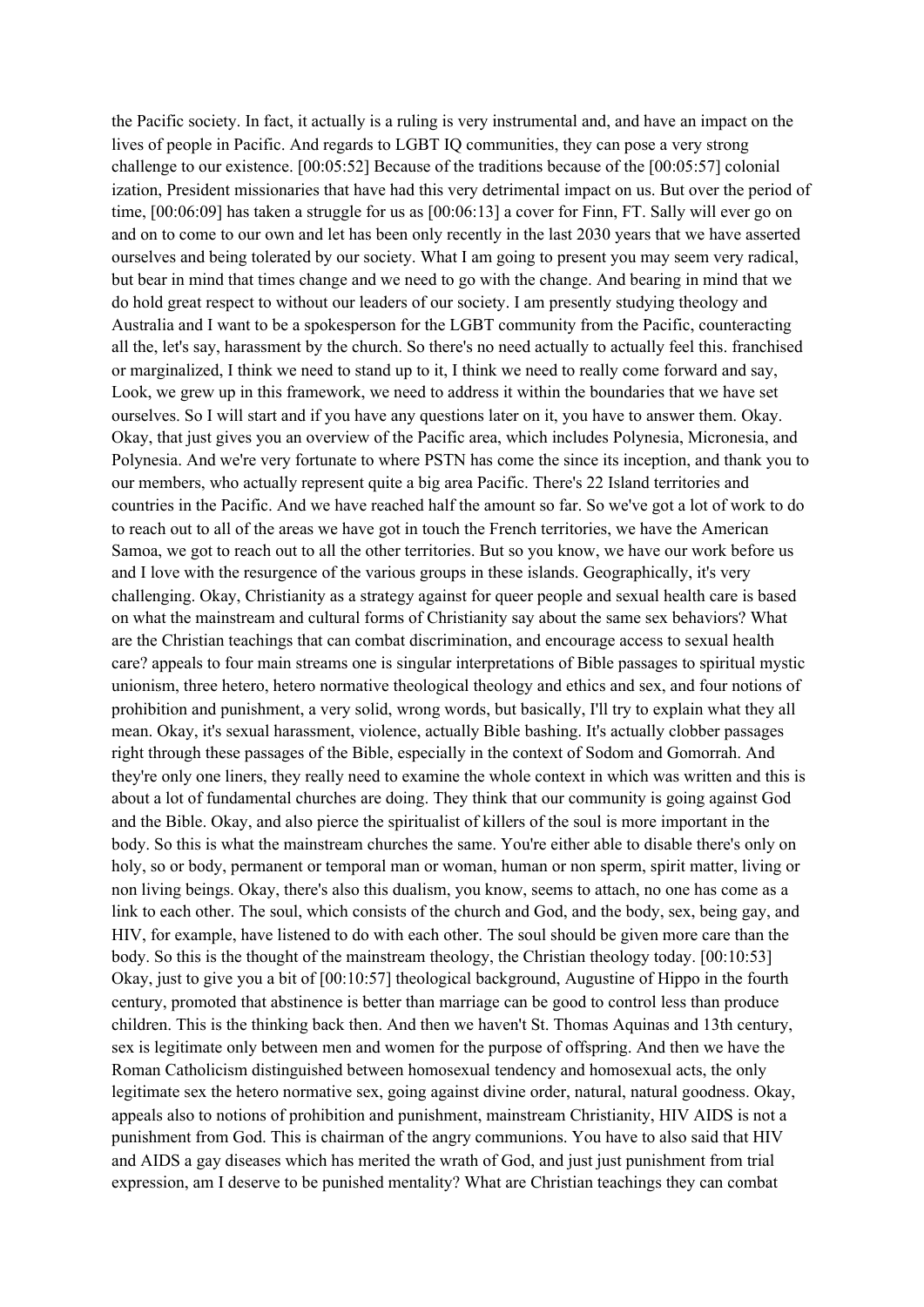the Pacific society. In fact, it actually is a ruling is very instrumental and, and have an impact on the lives of people in Pacific. And regards to LGBT IQ communities, they can pose a very strong challenge to our existence. [00:05:52] Because of the traditions because of the [00:05:57] colonial ization, President missionaries that have had this very detrimental impact on us. But over the period of time, [00:06:09] has taken a struggle for us as [00:06:13] a cover for Finn, FT. Sally will ever go on and on to come to our own and let has been only recently in the last 2030 years that we have asserted ourselves and being tolerated by our society. What I am going to present you may seem very radical, but bear in mind that times change and we need to go with the change. And bearing in mind that we do hold great respect to without our leaders of our society. I am presently studying theology and Australia and I want to be a spokesperson for the LGBT community from the Pacific, counteracting all the, let's say, harassment by the church. So there's no need actually to actually feel this. franchised or marginalized, I think we need to stand up to it, I think we need to really come forward and say, Look, we grew up in this framework, we need to address it within the boundaries that we have set ourselves. So I will start and if you have any questions later on it, you have to answer them. Okay. Okay, that just gives you an overview of the Pacific area, which includes Polynesia, Micronesia, and Polynesia. And we're very fortunate to where PSTN has come the since its inception, and thank you to our members, who actually represent quite a big area Pacific. There's 22 Island territories and countries in the Pacific. And we have reached half the amount so far. So we've got a lot of work to do to reach out to all of the areas we have got in touch the French territories, we have the American Samoa, we got to reach out to all the other territories. But so you know, we have our work before us and I love with the resurgence of the various groups in these islands. Geographically, it's very challenging. Okay, Christianity as a strategy against for queer people and sexual health care is based on what the mainstream and cultural forms of Christianity say about the same sex behaviors? What are the Christian teachings that can combat discrimination, and encourage access to sexual health care? appeals to four main streams one is singular interpretations of Bible passages to spiritual mystic unionism, three hetero, hetero normative theological theology and ethics and sex, and four notions of prohibition and punishment, a very solid, wrong words, but basically, I'll try to explain what they all mean. Okay, it's sexual harassment, violence, actually Bible bashing. It's actually clobber passages right through these passages of the Bible, especially in the context of Sodom and Gomorrah. And they're only one liners, they really need to examine the whole context in which was written and this is about a lot of fundamental churches are doing. They think that our community is going against God and the Bible. Okay, and also pierce the spiritualist of killers of the soul is more important in the body. So this is what the mainstream churches the same. You're either able to disable there's only on holy, so or body, permanent or temporal man or woman, human or non sperm, spirit matter, living or non living beings. Okay, there's also this dualism, you know, seems to attach, no one has come as a link to each other. The soul, which consists of the church and God, and the body, sex, being gay, and HIV, for example, have listened to do with each other. The soul should be given more care than the body. So this is the thought of the mainstream theology, the Christian theology today. [00:10:53] Okay, just to give you a bit of [00:10:57] theological background, Augustine of Hippo in the fourth century, promoted that abstinence is better than marriage can be good to control less than produce children. This is the thinking back then. And then we haven't St. Thomas Aquinas and 13th century, sex is legitimate only between men and women for the purpose of offspring. And then we have the Roman Catholicism distinguished between homosexual tendency and homosexual acts, the only legitimate sex the hetero normative sex, going against divine order, natural, natural goodness. Okay, appeals also to notions of prohibition and punishment, mainstream Christianity, HIV AIDS is not a punishment from God. This is chairman of the angry communions. You have to also said that HIV and AIDS a gay diseases which has merited the wrath of God, and just just punishment from trial expression, am I deserve to be punished mentality? What are Christian teachings they can combat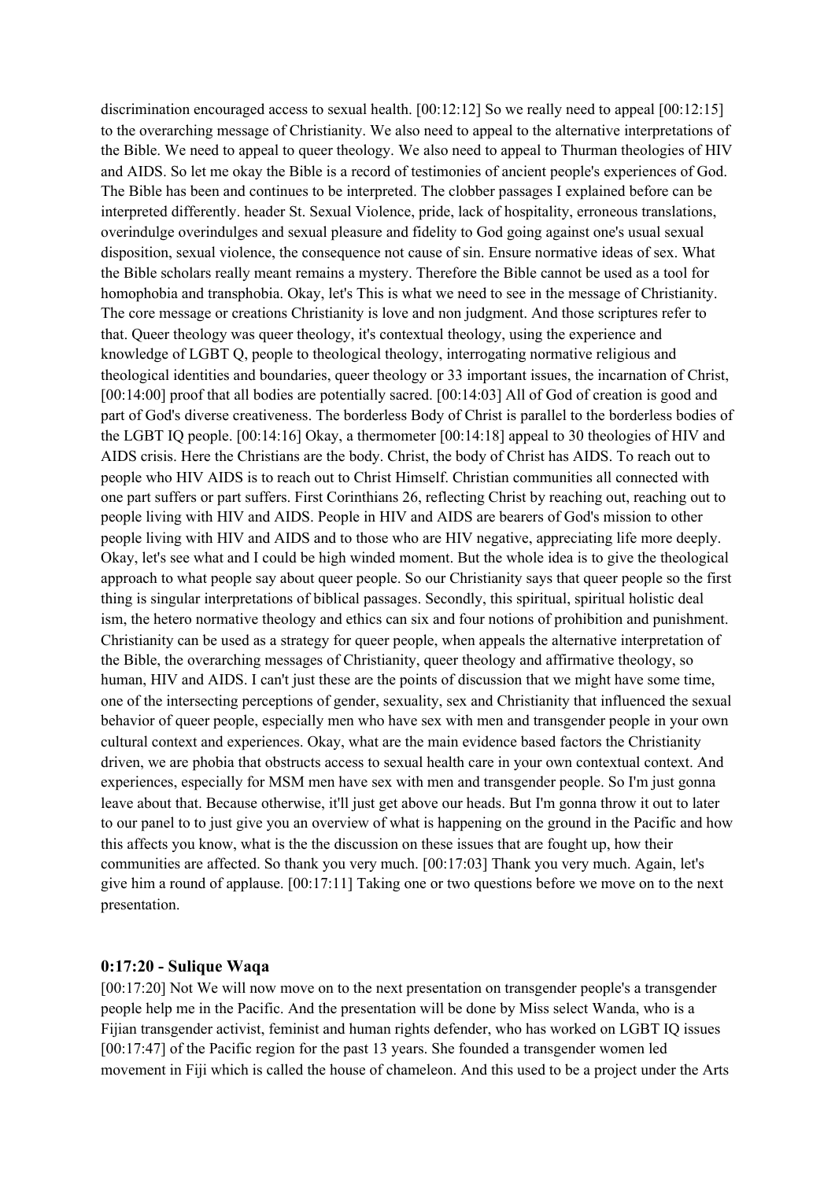discrimination encouraged access to sexual health. [00:12:12] So we really need to appeal [00:12:15] to the overarching message of Christianity. We also need to appeal to the alternative interpretations of the Bible. We need to appeal to queer theology. We also need to appeal to Thurman theologies of HIV and AIDS. So let me okay the Bible is a record of testimonies of ancient people's experiences of God. The Bible has been and continues to be interpreted. The clobber passages I explained before can be interpreted differently. header St. Sexual Violence, pride, lack of hospitality, erroneous translations, overindulge overindulges and sexual pleasure and fidelity to God going against one's usual sexual disposition, sexual violence, the consequence not cause of sin. Ensure normative ideas of sex. What the Bible scholars really meant remains a mystery. Therefore the Bible cannot be used as a tool for homophobia and transphobia. Okay, let's This is what we need to see in the message of Christianity. The core message or creations Christianity is love and non judgment. And those scriptures refer to that. Queer theology was queer theology, it's contextual theology, using the experience and knowledge of LGBT Q, people to theological theology, interrogating normative religious and theological identities and boundaries, queer theology or 33 important issues, the incarnation of Christ, [00:14:00] proof that all bodies are potentially sacred. [00:14:03] All of God of creation is good and part of God's diverse creativeness. The borderless Body of Christ is parallel to the borderless bodies of the LGBT IQ people. [00:14:16] Okay, a thermometer [00:14:18] appeal to 30 theologies of HIV and AIDS crisis. Here the Christians are the body. Christ, the body of Christ has AIDS. To reach out to people who HIV AIDS is to reach out to Christ Himself. Christian communities all connected with one part suffers or part suffers. First Corinthians 26, reflecting Christ by reaching out, reaching out to people living with HIV and AIDS. People in HIV and AIDS are bearers of God's mission to other people living with HIV and AIDS and to those who are HIV negative, appreciating life more deeply. Okay, let's see what and I could be high winded moment. But the whole idea is to give the theological approach to what people say about queer people. So our Christianity says that queer people so the first thing is singular interpretations of biblical passages. Secondly, this spiritual, spiritual holistic deal ism, the hetero normative theology and ethics can six and four notions of prohibition and punishment. Christianity can be used as a strategy for queer people, when appeals the alternative interpretation of the Bible, the overarching messages of Christianity, queer theology and affirmative theology, so human, HIV and AIDS. I can't just these are the points of discussion that we might have some time, one of the intersecting perceptions of gender, sexuality, sex and Christianity that influenced the sexual behavior of queer people, especially men who have sex with men and transgender people in your own cultural context and experiences. Okay, what are the main evidence based factors the Christianity driven, we are phobia that obstructs access to sexual health care in your own contextual context. And experiences, especially for MSM men have sex with men and transgender people. So I'm just gonna leave about that. Because otherwise, it'll just get above our heads. But I'm gonna throw it out to later to our panel to to just give you an overview of what is happening on the ground in the Pacific and how this affects you know, what is the the discussion on these issues that are fought up, how their communities are affected. So thank you very much. [00:17:03] Thank you very much. Again, let's give him a round of applause. [00:17:11] Taking one or two questions before we move on to the next presentation.

### 0:17:20 - Sulique Waqa

[00:17:20] Not We will now move on to the next presentation on transgender people's a transgender people help me in the Pacific. And the presentation will be done by Miss select Wanda, who is a Fijian transgender activist, feminist and human rights defender, who has worked on LGBT IQ issues [00:17:47] of the Pacific region for the past 13 years. She founded a transgender women led movement in Fiji which is called the house of chameleon. And this used to be a project under the Arts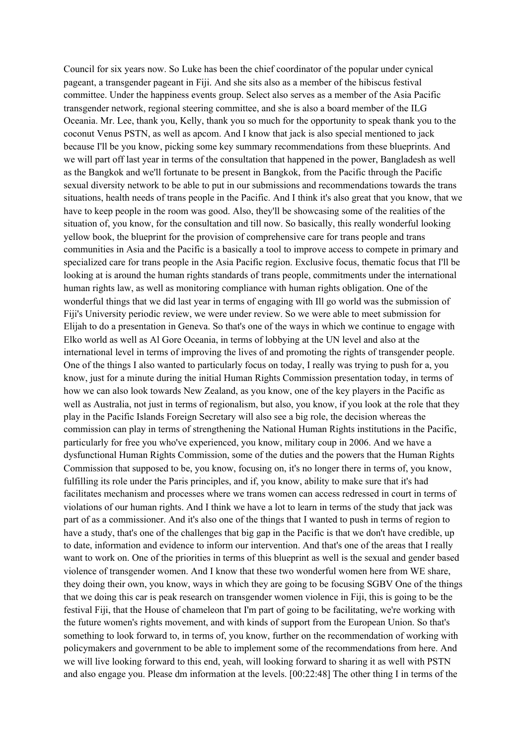Council for six years now. So Luke has been the chief coordinator of the popular under cynical pageant, a transgender pageant in Fiji. And she sits also as a member of the hibiscus festival committee. Under the happiness events group. Select also serves as a member of the Asia Pacific transgender network, regional steering committee, and she is also a board member of the ILG Oceania. Mr. Lee, thank you, Kelly, thank you so much for the opportunity to speak thank you to the coconut Venus PSTN, as well as apcom. And I know that jack is also special mentioned to jack because I'll be you know, picking some key summary recommendations from these blueprints. And we will part off last year in terms of the consultation that happened in the power, Bangladesh as well as the Bangkok and we'll fortunate to be present in Bangkok, from the Pacific through the Pacific sexual diversity network to be able to put in our submissions and recommendations towards the trans situations, health needs of trans people in the Pacific. And I think it's also great that you know, that we have to keep people in the room was good. Also, they'll be showcasing some of the realities of the situation of, you know, for the consultation and till now. So basically, this really wonderful looking yellow book, the blueprint for the provision of comprehensive care for trans people and trans communities in Asia and the Pacific is a basically a tool to improve access to compete in primary and specialized care for trans people in the Asia Pacific region. Exclusive focus, thematic focus that I'll be looking at is around the human rights standards of trans people, commitments under the international human rights law, as well as monitoring compliance with human rights obligation. One of the wonderful things that we did last year in terms of engaging with Ill go world was the submission of Fiji's University periodic review, we were under review. So we were able to meet submission for Elijah to do a presentation in Geneva. So that's one of the ways in which we continue to engage with Elko world as well as Al Gore Oceania, in terms of lobbying at the UN level and also at the international level in terms of improving the lives of and promoting the rights of transgender people. One of the things I also wanted to particularly focus on today, I really was trying to push for a, you know, just for a minute during the initial Human Rights Commission presentation today, in terms of how we can also look towards New Zealand, as you know, one of the key players in the Pacific as well as Australia, not just in terms of regionalism, but also, you know, if you look at the role that they play in the Pacific Islands Foreign Secretary will also see a big role, the decision whereas the commission can play in terms of strengthening the National Human Rights institutions in the Pacific, particularly for free you who've experienced, you know, military coup in 2006. And we have a dysfunctional Human Rights Commission, some of the duties and the powers that the Human Rights Commission that supposed to be, you know, focusing on, it's no longer there in terms of, you know, fulfilling its role under the Paris principles, and if, you know, ability to make sure that it's had facilitates mechanism and processes where we trans women can access redressed in court in terms of violations of our human rights. And I think we have a lot to learn in terms of the study that jack was part of as a commissioner. And it's also one of the things that I wanted to push in terms of region to have a study, that's one of the challenges that big gap in the Pacific is that we don't have credible, up to date, information and evidence to inform our intervention. And that's one of the areas that I really want to work on. One of the priorities in terms of this blueprint as well is the sexual and gender based violence of transgender women. And I know that these two wonderful women here from WE share, they doing their own, you know, ways in which they are going to be focusing SGBV One of the things that we doing this car is peak research on transgender women violence in Fiji, this is going to be the festival Fiji, that the House of chameleon that I'm part of going to be facilitating, we're working with the future women's rights movement, and with kinds of support from the European Union. So that's something to look forward to, in terms of, you know, further on the recommendation of working with policymakers and government to be able to implement some of the recommendations from here. And we will live looking forward to this end, yeah, will looking forward to sharing it as well with PSTN and also engage you. Please dm information at the levels. [00:22:48] The other thing I in terms of the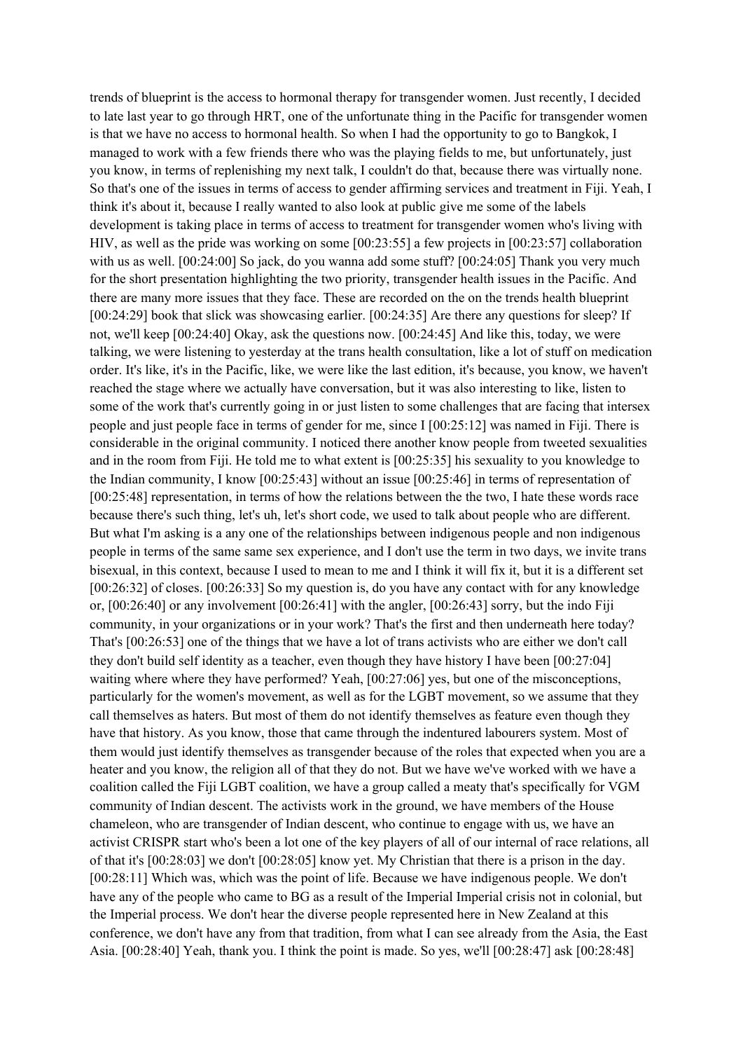trends of blueprint is the access to hormonal therapy for transgender women. Just recently, I decided to late last year to go through HRT, one of the unfortunate thing in the Pacific for transgender women is that we have no access to hormonal health. So when I had the opportunity to go to Bangkok, I managed to work with a few friends there who was the playing fields to me, but unfortunately, just you know, in terms of replenishing my next talk, I couldn't do that, because there was virtually none. So that's one of the issues in terms of access to gender affirming services and treatment in Fiji. Yeah, I think it's about it, because I really wanted to also look at public give me some of the labels development is taking place in terms of access to treatment for transgender women who's living with HIV, as well as the pride was working on some [00:23:55] a few projects in [00:23:57] collaboration with us as well. [00:24:00] So jack, do you wanna add some stuff? [00:24:05] Thank you very much for the short presentation highlighting the two priority, transgender health issues in the Pacific. And there are many more issues that they face. These are recorded on the on the trends health blueprint [00:24:29] book that slick was showcasing earlier. [00:24:35] Are there any questions for sleep? If not, we'll keep [00:24:40] Okay, ask the questions now. [00:24:45] And like this, today, we were talking, we were listening to yesterday at the trans health consultation, like a lot of stuff on medication order. It's like, it's in the Pacific, like, we were like the last edition, it's because, you know, we haven't reached the stage where we actually have conversation, but it was also interesting to like, listen to some of the work that's currently going in or just listen to some challenges that are facing that intersex people and just people face in terms of gender for me, since I [00:25:12] was named in Fiji. There is considerable in the original community. I noticed there another know people from tweeted sexualities and in the room from Fiji. He told me to what extent is [00:25:35] his sexuality to you knowledge to the Indian community, I know [00:25:43] without an issue [00:25:46] in terms of representation of [00:25:48] representation, in terms of how the relations between the the two, I hate these words race because there's such thing, let's uh, let's short code, we used to talk about people who are different. But what I'm asking is a any one of the relationships between indigenous people and non indigenous people in terms of the same same sex experience, and I don't use the term in two days, we invite trans bisexual, in this context, because I used to mean to me and I think it will fix it, but it is a different set [00:26:32] of closes. [00:26:33] So my question is, do you have any contact with for any knowledge or, [00:26:40] or any involvement [00:26:41] with the angler, [00:26:43] sorry, but the indo Fiji community, in your organizations or in your work? That's the first and then underneath here today? That's [00:26:53] one of the things that we have a lot of trans activists who are either we don't call they don't build self identity as a teacher, even though they have history I have been [00:27:04] waiting where where they have performed? Yeah, [00:27:06] yes, but one of the misconceptions, particularly for the women's movement, as well as for the LGBT movement, so we assume that they call themselves as haters. But most of them do not identify themselves as feature even though they have that history. As you know, those that came through the indentured labourers system. Most of them would just identify themselves as transgender because of the roles that expected when you are a heater and you know, the religion all of that they do not. But we have we've worked with we have a coalition called the Fiji LGBT coalition, we have a group called a meaty that's specifically for VGM community of Indian descent. The activists work in the ground, we have members of the House chameleon, who are transgender of Indian descent, who continue to engage with us, we have an activist CRISPR start who's been a lot one of the key players of all of our internal of race relations, all of that it's [00:28:03] we don't [00:28:05] know yet. My Christian that there is a prison in the day. [00:28:11] Which was, which was the point of life. Because we have indigenous people. We don't have any of the people who came to BG as a result of the Imperial Imperial crisis not in colonial, but the Imperial process. We don't hear the diverse people represented here in New Zealand at this conference, we don't have any from that tradition, from what I can see already from the Asia, the East Asia. [00:28:40] Yeah, thank you. I think the point is made. So yes, we'll [00:28:47] ask [00:28:48]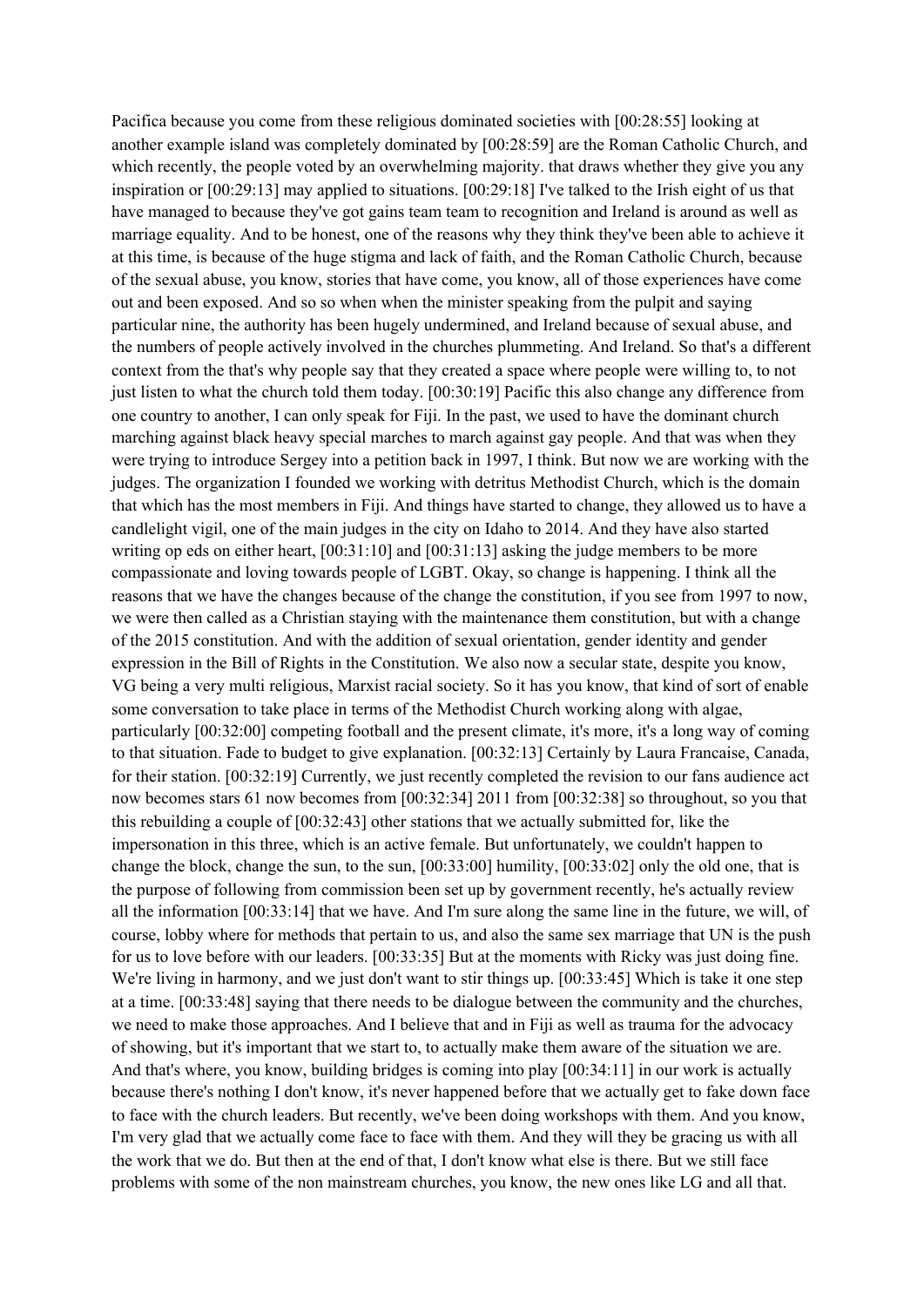Pacifica because you come from these religious dominated societies with [00:28:55] looking at another example island was completely dominated by [00:28:59] are the Roman Catholic Church, and which recently, the people voted by an overwhelming majority. that draws whether they give you any inspiration or [00:29:13] may applied to situations. [00:29:18] I've talked to the Irish eight of us that have managed to because they've got gains team team to recognition and Ireland is around as well as marriage equality. And to be honest, one of the reasons why they think they've been able to achieve it at this time, is because of the huge stigma and lack of faith, and the Roman Catholic Church, because of the sexual abuse, you know, stories that have come, you know, all of those experiences have come out and been exposed. And so so when when the minister speaking from the pulpit and saying particular nine, the authority has been hugely undermined, and Ireland because of sexual abuse, and the numbers of people actively involved in the churches plummeting. And Ireland. So that's a different context from the that's why people say that they created a space where people were willing to, to not just listen to what the church told them today. [00:30:19] Pacific this also change any difference from one country to another, I can only speak for Fiji. In the past, we used to have the dominant church marching against black heavy special marches to march against gay people. And that was when they were trying to introduce Sergey into a petition back in 1997, I think. But now we are working with the judges. The organization I founded we working with detritus Methodist Church, which is the domain that which has the most members in Fiji. And things have started to change, they allowed us to have a candlelight vigil, one of the main judges in the city on Idaho to 2014. And they have also started writing op eds on either heart, [00:31:10] and [00:31:13] asking the judge members to be more compassionate and loving towards people of LGBT. Okay, so change is happening. I think all the reasons that we have the changes because of the change the constitution, if you see from 1997 to now, we were then called as a Christian staying with the maintenance them constitution, but with a change of the 2015 constitution. And with the addition of sexual orientation, gender identity and gender expression in the Bill of Rights in the Constitution. We also now a secular state, despite you know, VG being a very multi religious, Marxist racial society. So it has you know, that kind of sort of enable some conversation to take place in terms of the Methodist Church working along with algae, particularly [00:32:00] competing football and the present climate, it's more, it's a long way of coming to that situation. Fade to budget to give explanation. [00:32:13] Certainly by Laura Francaise, Canada, for their station. [00:32:19] Currently, we just recently completed the revision to our fans audience act now becomes stars 61 now becomes from [00:32:34] 2011 from [00:32:38] so throughout, so you that this rebuilding a couple of [00:32:43] other stations that we actually submitted for, like the impersonation in this three, which is an active female. But unfortunately, we couldn't happen to change the block, change the sun, to the sun, [00:33:00] humility, [00:33:02] only the old one, that is the purpose of following from commission been set up by government recently, he's actually review all the information [00:33:14] that we have. And I'm sure along the same line in the future, we will, of course, lobby where for methods that pertain to us, and also the same sex marriage that UN is the push for us to love before with our leaders. [00:33:35] But at the moments with Ricky was just doing fine. We're living in harmony, and we just don't want to stir things up. [00:33:45] Which is take it one step at a time. [00:33:48] saying that there needs to be dialogue between the community and the churches, we need to make those approaches. And I believe that and in Fiji as well as trauma for the advocacy of showing, but it's important that we start to, to actually make them aware of the situation we are. And that's where, you know, building bridges is coming into play [00:34:11] in our work is actually because there's nothing I don't know, it's never happened before that we actually get to fake down face to face with the church leaders. But recently, we've been doing workshops with them. And you know, I'm very glad that we actually come face to face with them. And they will they be gracing us with all the work that we do. But then at the end of that, I don't know what else is there. But we still face problems with some of the non mainstream churches, you know, the new ones like LG and all that.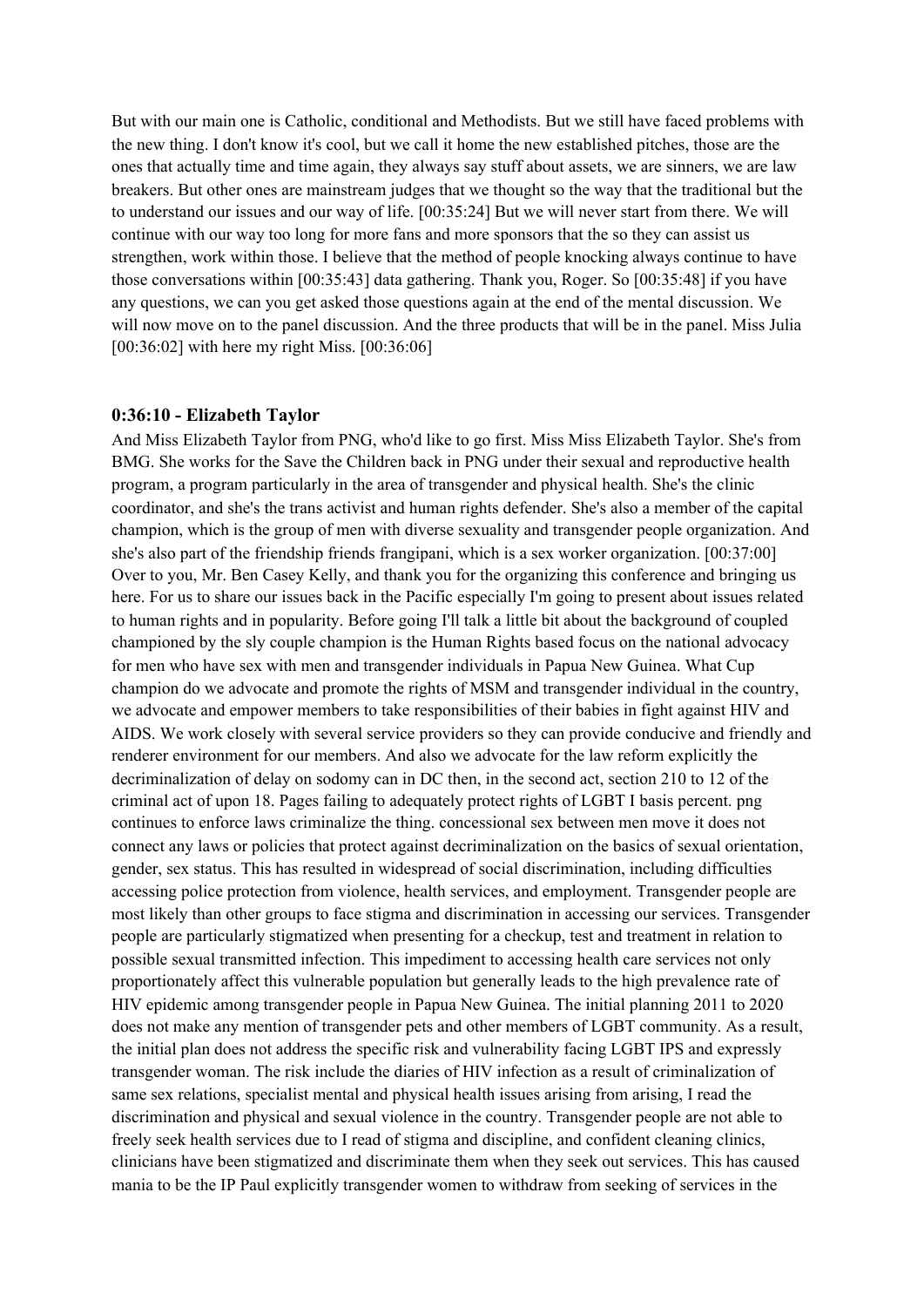But with our main one is Catholic, conditional and Methodists. But we still have faced problems with the new thing. I don't know it's cool, but we call it home the new established pitches, those are the ones that actually time and time again, they always say stuff about assets, we are sinners, we are law breakers. But other ones are mainstream judges that we thought so the way that the traditional but the to understand our issues and our way of life. [00:35:24] But we will never start from there. We will continue with our way too long for more fans and more sponsors that the so they can assist us strengthen, work within those. I believe that the method of people knocking always continue to have those conversations within [00:35:43] data gathering. Thank you, Roger. So [00:35:48] if you have any questions, we can you get asked those questions again at the end of the mental discussion. We will now move on to the panel discussion. And the three products that will be in the panel. Miss Julia [00:36:02] with here my right Miss. [00:36:06]

### 0:36:10 - Elizabeth Taylor

And Miss Elizabeth Taylor from PNG, who'd like to go first. Miss Miss Elizabeth Taylor. She's from BMG. She works for the Save the Children back in PNG under their sexual and reproductive health program, a program particularly in the area of transgender and physical health. She's the clinic coordinator, and she's the trans activist and human rights defender. She's also a member of the capital champion, which is the group of men with diverse sexuality and transgender people organization. And she's also part of the friendship friends frangipani, which is a sex worker organization. [00:37:00] Over to you, Mr. Ben Casey Kelly, and thank you for the organizing this conference and bringing us here. For us to share our issues back in the Pacific especially I'm going to present about issues related to human rights and in popularity. Before going I'll talk a little bit about the background of coupled championed by the sly couple champion is the Human Rights based focus on the national advocacy for men who have sex with men and transgender individuals in Papua New Guinea. What Cup champion do we advocate and promote the rights of MSM and transgender individual in the country, we advocate and empower members to take responsibilities of their babies in fight against HIV and AIDS. We work closely with several service providers so they can provide conducive and friendly and renderer environment for our members. And also we advocate for the law reform explicitly the decriminalization of delay on sodomy can in DC then, in the second act, section 210 to 12 of the criminal act of upon 18. Pages failing to adequately protect rights of LGBT I basis percent. png continues to enforce laws criminalize the thing. concessional sex between men move it does not connect any laws or policies that protect against decriminalization on the basics of sexual orientation, gender, sex status. This has resulted in widespread of social discrimination, including difficulties accessing police protection from violence, health services, and employment. Transgender people are most likely than other groups to face stigma and discrimination in accessing our services. Transgender people are particularly stigmatized when presenting for a checkup, test and treatment in relation to possible sexual transmitted infection. This impediment to accessing health care services not only proportionately affect this vulnerable population but generally leads to the high prevalence rate of HIV epidemic among transgender people in Papua New Guinea. The initial planning 2011 to 2020 does not make any mention of transgender pets and other members of LGBT community. As a result, the initial plan does not address the specific risk and vulnerability facing LGBT IPS and expressly transgender woman. The risk include the diaries of HIV infection as a result of criminalization of same sex relations, specialist mental and physical health issues arising from arising, I read the discrimination and physical and sexual violence in the country. Transgender people are not able to freely seek health services due to I read of stigma and discipline, and confident cleaning clinics, clinicians have been stigmatized and discriminate them when they seek out services. This has caused mania to be the IP Paul explicitly transgender women to withdraw from seeking of services in the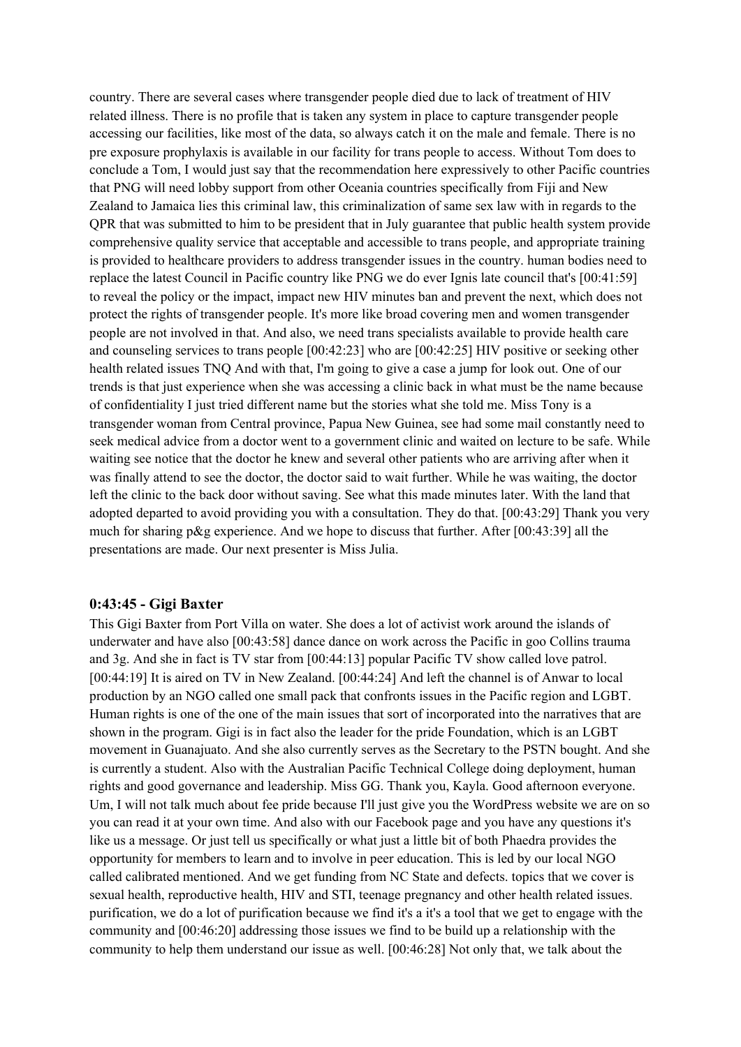country. There are several cases where transgender people died due to lack of treatment of HIV related illness. There is no profile that is taken any system in place to capture transgender people accessing our facilities, like most of the data, so always catch it on the male and female. There is no pre exposure prophylaxis is available in our facility for trans people to access. Without Tom does to conclude a Tom, I would just say that the recommendation here expressively to other Pacific countries that PNG will need lobby support from other Oceania countries specifically from Fiji and New Zealand to Jamaica lies this criminal law, this criminalization of same sex law with in regards to the QPR that was submitted to him to be president that in July guarantee that public health system provide comprehensive quality service that acceptable and accessible to trans people, and appropriate training is provided to healthcare providers to address transgender issues in the country. human bodies need to replace the latest Council in Pacific country like PNG we do ever Ignis late council that's [00:41:59] to reveal the policy or the impact, impact new HIV minutes ban and prevent the next, which does not protect the rights of transgender people. It's more like broad covering men and women transgender people are not involved in that. And also, we need trans specialists available to provide health care and counseling services to trans people [00:42:23] who are [00:42:25] HIV positive or seeking other health related issues TNQ And with that, I'm going to give a case a jump for look out. One of our trends is that just experience when she was accessing a clinic back in what must be the name because of confidentiality I just tried different name but the stories what she told me. Miss Tony is a transgender woman from Central province, Papua New Guinea, see had some mail constantly need to seek medical advice from a doctor went to a government clinic and waited on lecture to be safe. While waiting see notice that the doctor he knew and several other patients who are arriving after when it was finally attend to see the doctor, the doctor said to wait further. While he was waiting, the doctor left the clinic to the back door without saving. See what this made minutes later. With the land that adopted departed to avoid providing you with a consultation. They do that. [00:43:29] Thank you very much for sharing p&g experience. And we hope to discuss that further. After [00:43:39] all the presentations are made. Our next presenter is Miss Julia.

### 0:43:45 - Gigi Baxter

This Gigi Baxter from Port Villa on water. She does a lot of activist work around the islands of underwater and have also [00:43:58] dance dance on work across the Pacific in goo Collins trauma and 3g. And she in fact is TV star from [00:44:13] popular Pacific TV show called love patrol. [00:44:19] It is aired on TV in New Zealand. [00:44:24] And left the channel is of Anwar to local production by an NGO called one small pack that confronts issues in the Pacific region and LGBT. Human rights is one of the one of the main issues that sort of incorporated into the narratives that are shown in the program. Gigi is in fact also the leader for the pride Foundation, which is an LGBT movement in Guanajuato. And she also currently serves as the Secretary to the PSTN bought. And she is currently a student. Also with the Australian Pacific Technical College doing deployment, human rights and good governance and leadership. Miss GG. Thank you, Kayla. Good afternoon everyone. Um, I will not talk much about fee pride because I'll just give you the WordPress website we are on so you can read it at your own time. And also with our Facebook page and you have any questions it's like us a message. Or just tell us specifically or what just a little bit of both Phaedra provides the opportunity for members to learn and to involve in peer education. This is led by our local NGO called calibrated mentioned. And we get funding from NC State and defects. topics that we cover is sexual health, reproductive health, HIV and STI, teenage pregnancy and other health related issues. purification, we do a lot of purification because we find it's a it's a tool that we get to engage with the community and [00:46:20] addressing those issues we find to be build up a relationship with the community to help them understand our issue as well. [00:46:28] Not only that, we talk about the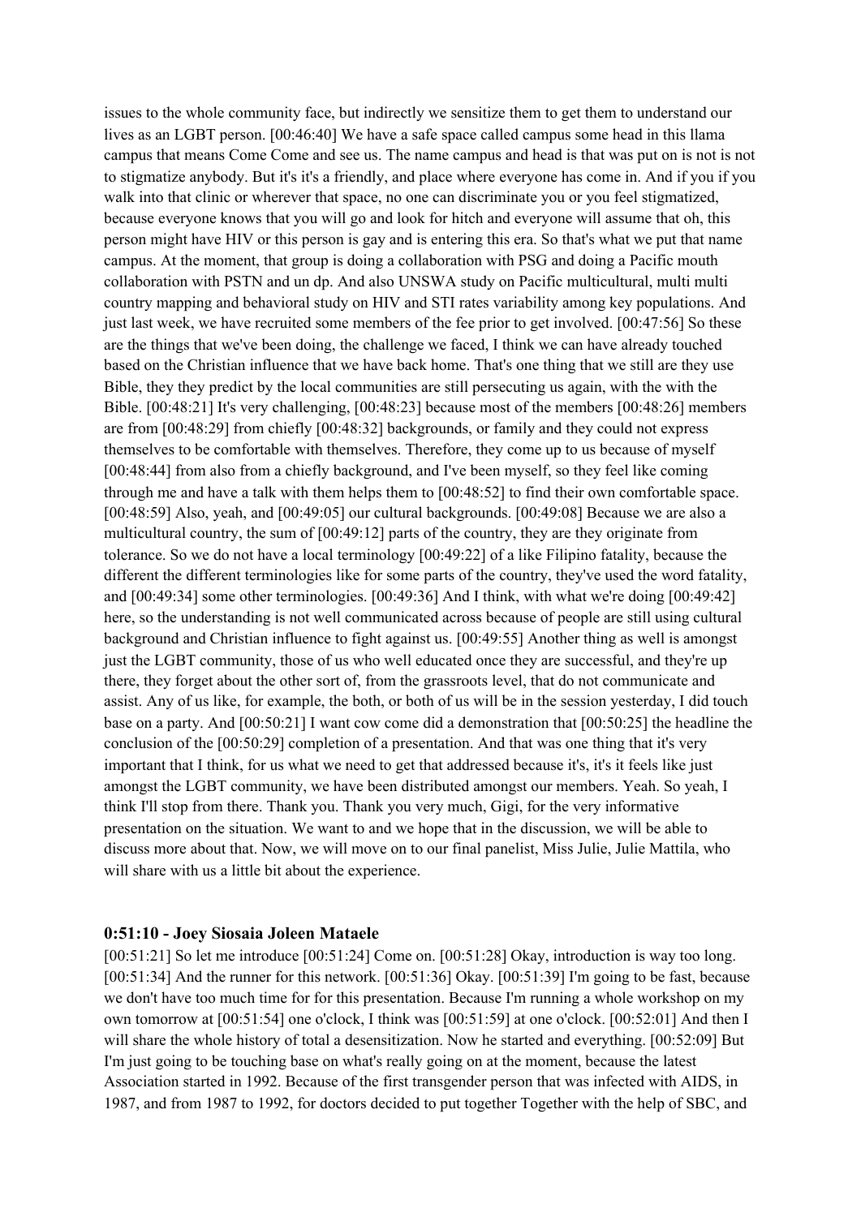issues to the whole community face, but indirectly we sensitize them to get them to understand our lives as an LGBT person. [00:46:40] We have a safe space called campus some head in this llama campus that means Come Come and see us. The name campus and head is that was put on is not is not to stigmatize anybody. But it's it's a friendly, and place where everyone has come in. And if you if you walk into that clinic or wherever that space, no one can discriminate you or you feel stigmatized, because everyone knows that you will go and look for hitch and everyone will assume that oh, this person might have HIV or this person is gay and is entering this era. So that's what we put that name campus. At the moment, that group is doing a collaboration with PSG and doing a Pacific mouth collaboration with PSTN and un dp. And also UNSWA study on Pacific multicultural, multi multi country mapping and behavioral study on HIV and STI rates variability among key populations. And just last week, we have recruited some members of the fee prior to get involved. [00:47:56] So these are the things that we've been doing, the challenge we faced, I think we can have already touched based on the Christian influence that we have back home. That's one thing that we still are they use Bible, they they predict by the local communities are still persecuting us again, with the with the Bible. [00:48:21] It's very challenging, [00:48:23] because most of the members [00:48:26] members are from [00:48:29] from chiefly [00:48:32] backgrounds, or family and they could not express themselves to be comfortable with themselves. Therefore, they come up to us because of myself [00:48:44] from also from a chiefly background, and I've been myself, so they feel like coming through me and have a talk with them helps them to [00:48:52] to find their own comfortable space. [00:48:59] Also, yeah, and [00:49:05] our cultural backgrounds. [00:49:08] Because we are also a multicultural country, the sum of [00:49:12] parts of the country, they are they originate from tolerance. So we do not have a local terminology [00:49:22] of a like Filipino fatality, because the different the different terminologies like for some parts of the country, they've used the word fatality, and [00:49:34] some other terminologies. [00:49:36] And I think, with what we're doing [00:49:42] here, so the understanding is not well communicated across because of people are still using cultural background and Christian influence to fight against us. [00:49:55] Another thing as well is amongst just the LGBT community, those of us who well educated once they are successful, and they're up there, they forget about the other sort of, from the grassroots level, that do not communicate and assist. Any of us like, for example, the both, or both of us will be in the session yesterday, I did touch base on a party. And [00:50:21] I want cow come did a demonstration that [00:50:25] the headline the conclusion of the [00:50:29] completion of a presentation. And that was one thing that it's very important that I think, for us what we need to get that addressed because it's, it's it feels like just amongst the LGBT community, we have been distributed amongst our members. Yeah. So yeah, I think I'll stop from there. Thank you. Thank you very much, Gigi, for the very informative presentation on the situation. We want to and we hope that in the discussion, we will be able to discuss more about that. Now, we will move on to our final panelist, Miss Julie, Julie Mattila, who will share with us a little bit about the experience.

### 0:51:10 - Joey Siosaia Joleen Mataele

[00:51:21] So let me introduce [00:51:24] Come on. [00:51:28] Okay, introduction is way too long. [00:51:34] And the runner for this network. [00:51:36] Okay. [00:51:39] I'm going to be fast, because we don't have too much time for for this presentation. Because I'm running a whole workshop on my own tomorrow at [00:51:54] one o'clock, I think was [00:51:59] at one o'clock. [00:52:01] And then I will share the whole history of total a desensitization. Now he started and everything. [00:52:09] But I'm just going to be touching base on what's really going on at the moment, because the latest Association started in 1992. Because of the first transgender person that was infected with AIDS, in 1987, and from 1987 to 1992, for doctors decided to put together Together with the help of SBC, and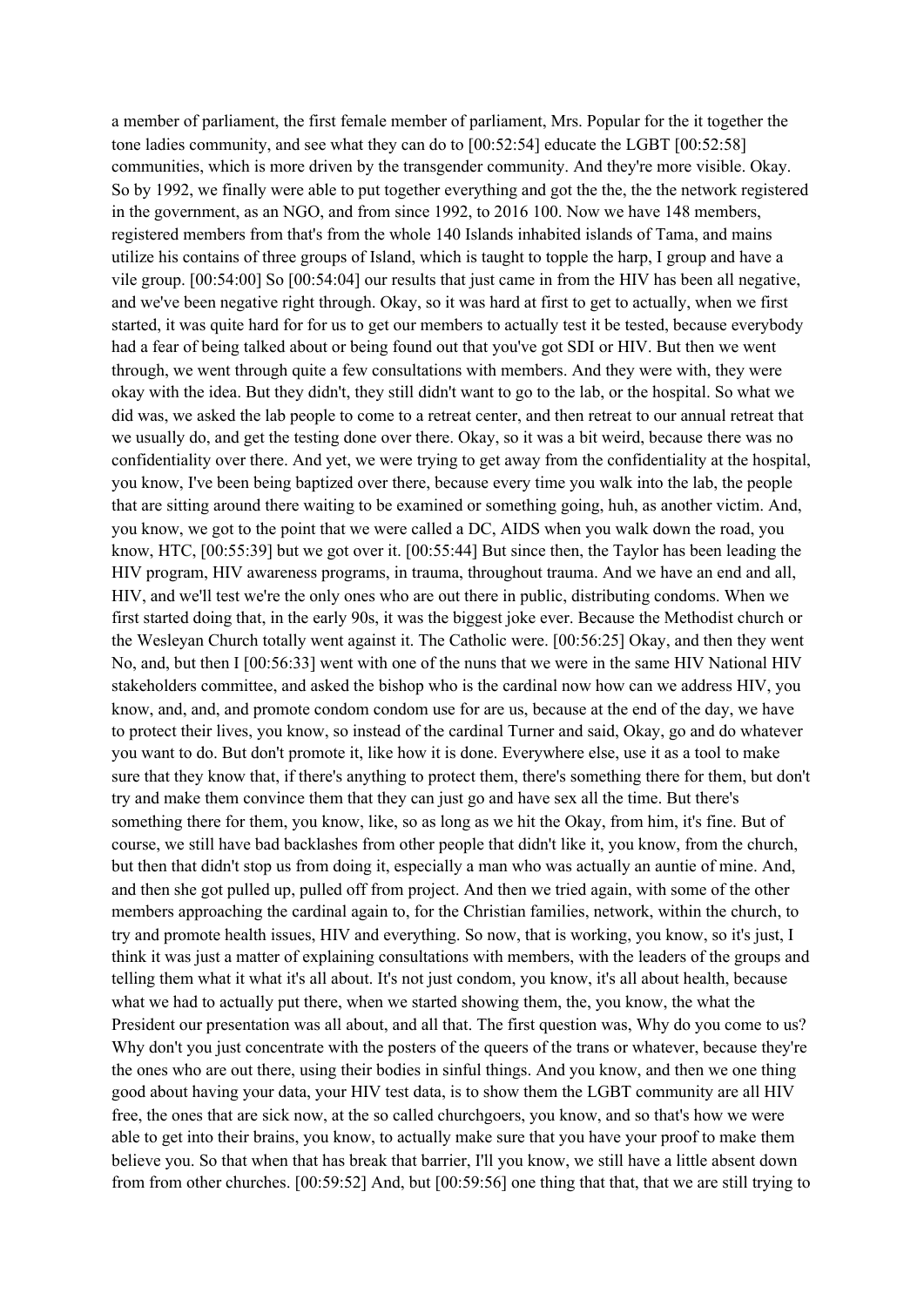a member of parliament, the first female member of parliament, Mrs. Popular for the it together the tone ladies community, and see what they can do to [00:52:54] educate the LGBT [00:52:58] communities, which is more driven by the transgender community. And they're more visible. Okay. So by 1992, we finally were able to put together everything and got the the, the the network registered in the government, as an NGO, and from since 1992, to 2016 100. Now we have 148 members, registered members from that's from the whole 140 Islands inhabited islands of Tama, and mains utilize his contains of three groups of Island, which is taught to topple the harp, I group and have a vile group. [00:54:00] So [00:54:04] our results that just came in from the HIV has been all negative, and we've been negative right through. Okay, so it was hard at first to get to actually, when we first started, it was quite hard for for us to get our members to actually test it be tested, because everybody had a fear of being talked about or being found out that you've got SDI or HIV. But then we went through, we went through quite a few consultations with members. And they were with, they were okay with the idea. But they didn't, they still didn't want to go to the lab, or the hospital. So what we did was, we asked the lab people to come to a retreat center, and then retreat to our annual retreat that we usually do, and get the testing done over there. Okay, so it was a bit weird, because there was no confidentiality over there. And yet, we were trying to get away from the confidentiality at the hospital, you know, I've been being baptized over there, because every time you walk into the lab, the people that are sitting around there waiting to be examined or something going, huh, as another victim. And, you know, we got to the point that we were called a DC, AIDS when you walk down the road, you know, HTC, [00:55:39] but we got over it. [00:55:44] But since then, the Taylor has been leading the HIV program, HIV awareness programs, in trauma, throughout trauma. And we have an end and all, HIV, and we'll test we're the only ones who are out there in public, distributing condoms. When we first started doing that, in the early 90s, it was the biggest joke ever. Because the Methodist church or the Wesleyan Church totally went against it. The Catholic were. [00:56:25] Okay, and then they went No, and, but then I [00:56:33] went with one of the nuns that we were in the same HIV National HIV stakeholders committee, and asked the bishop who is the cardinal now how can we address HIV, you know, and, and, and promote condom condom use for are us, because at the end of the day, we have to protect their lives, you know, so instead of the cardinal Turner and said, Okay, go and do whatever you want to do. But don't promote it, like how it is done. Everywhere else, use it as a tool to make sure that they know that, if there's anything to protect them, there's something there for them, but don't try and make them convince them that they can just go and have sex all the time. But there's something there for them, you know, like, so as long as we hit the Okay, from him, it's fine. But of course, we still have bad backlashes from other people that didn't like it, you know, from the church, but then that didn't stop us from doing it, especially a man who was actually an auntie of mine. And, and then she got pulled up, pulled off from project. And then we tried again, with some of the other members approaching the cardinal again to, for the Christian families, network, within the church, to try and promote health issues, HIV and everything. So now, that is working, you know, so it's just, I think it was just a matter of explaining consultations with members, with the leaders of the groups and telling them what it what it's all about. It's not just condom, you know, it's all about health, because what we had to actually put there, when we started showing them, the, you know, the what the President our presentation was all about, and all that. The first question was, Why do you come to us? Why don't you just concentrate with the posters of the queers of the trans or whatever, because they're the ones who are out there, using their bodies in sinful things. And you know, and then we one thing good about having your data, your HIV test data, is to show them the LGBT community are all HIV free, the ones that are sick now, at the so called churchgoers, you know, and so that's how we were able to get into their brains, you know, to actually make sure that you have your proof to make them believe you. So that when that has break that barrier, I'll you know, we still have a little absent down from from other churches. [00:59:52] And, but [00:59:56] one thing that that, that we are still trying to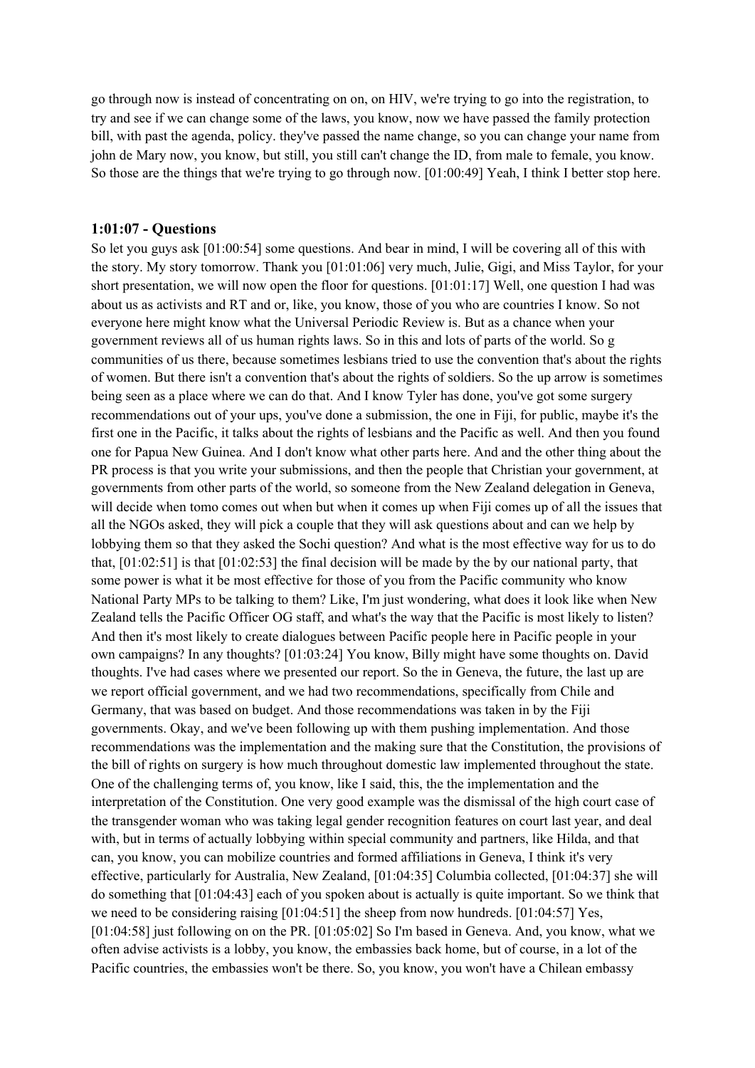go through now is instead of concentrating on on, on HIV, we're trying to go into the registration, to try and see if we can change some of the laws, you know, now we have passed the family protection bill, with past the agenda, policy. they've passed the name change, so you can change your name from john de Mary now, you know, but still, you still can't change the ID, from male to female, you know. So those are the things that we're trying to go through now. [01:00:49] Yeah, I think I better stop here.

### 1:01:07 - Questions

So let you guys ask [01:00:54] some questions. And bear in mind, I will be covering all of this with the story. My story tomorrow. Thank you [01:01:06] very much, Julie, Gigi, and Miss Taylor, for your short presentation, we will now open the floor for questions. [01:01:17] Well, one question I had was about us as activists and RT and or, like, you know, those of you who are countries I know. So not everyone here might know what the Universal Periodic Review is. But as a chance when your government reviews all of us human rights laws. So in this and lots of parts of the world. So g communities of us there, because sometimes lesbians tried to use the convention that's about the rights of women. But there isn't a convention that's about the rights of soldiers. So the up arrow is sometimes being seen as a place where we can do that. And I know Tyler has done, you've got some surgery recommendations out of your ups, you've done a submission, the one in Fiji, for public, maybe it's the first one in the Pacific, it talks about the rights of lesbians and the Pacific as well. And then you found one for Papua New Guinea. And I don't know what other parts here. And and the other thing about the PR process is that you write your submissions, and then the people that Christian your government, at governments from other parts of the world, so someone from the New Zealand delegation in Geneva, will decide when tomo comes out when but when it comes up when Fiji comes up of all the issues that all the NGOs asked, they will pick a couple that they will ask questions about and can we help by lobbying them so that they asked the Sochi question? And what is the most effective way for us to do that, [01:02:51] is that [01:02:53] the final decision will be made by the by our national party, that some power is what it be most effective for those of you from the Pacific community who know National Party MPs to be talking to them? Like, I'm just wondering, what does it look like when New Zealand tells the Pacific Officer OG staff, and what's the way that the Pacific is most likely to listen? And then it's most likely to create dialogues between Pacific people here in Pacific people in your own campaigns? In any thoughts? [01:03:24] You know, Billy might have some thoughts on. David thoughts. I've had cases where we presented our report. So the in Geneva, the future, the last up are we report official government, and we had two recommendations, specifically from Chile and Germany, that was based on budget. And those recommendations was taken in by the Fiji governments. Okay, and we've been following up with them pushing implementation. And those recommendations was the implementation and the making sure that the Constitution, the provisions of the bill of rights on surgery is how much throughout domestic law implemented throughout the state. One of the challenging terms of, you know, like I said, this, the the implementation and the interpretation of the Constitution. One very good example was the dismissal of the high court case of the transgender woman who was taking legal gender recognition features on court last year, and deal with, but in terms of actually lobbying within special community and partners, like Hilda, and that can, you know, you can mobilize countries and formed affiliations in Geneva, I think it's very effective, particularly for Australia, New Zealand, [01:04:35] Columbia collected, [01:04:37] she will do something that [01:04:43] each of you spoken about is actually is quite important. So we think that we need to be considering raising [01:04:51] the sheep from now hundreds. [01:04:57] Yes, [01:04:58] just following on on the PR. [01:05:02] So I'm based in Geneva. And, you know, what we often advise activists is a lobby, you know, the embassies back home, but of course, in a lot of the Pacific countries, the embassies won't be there. So, you know, you won't have a Chilean embassy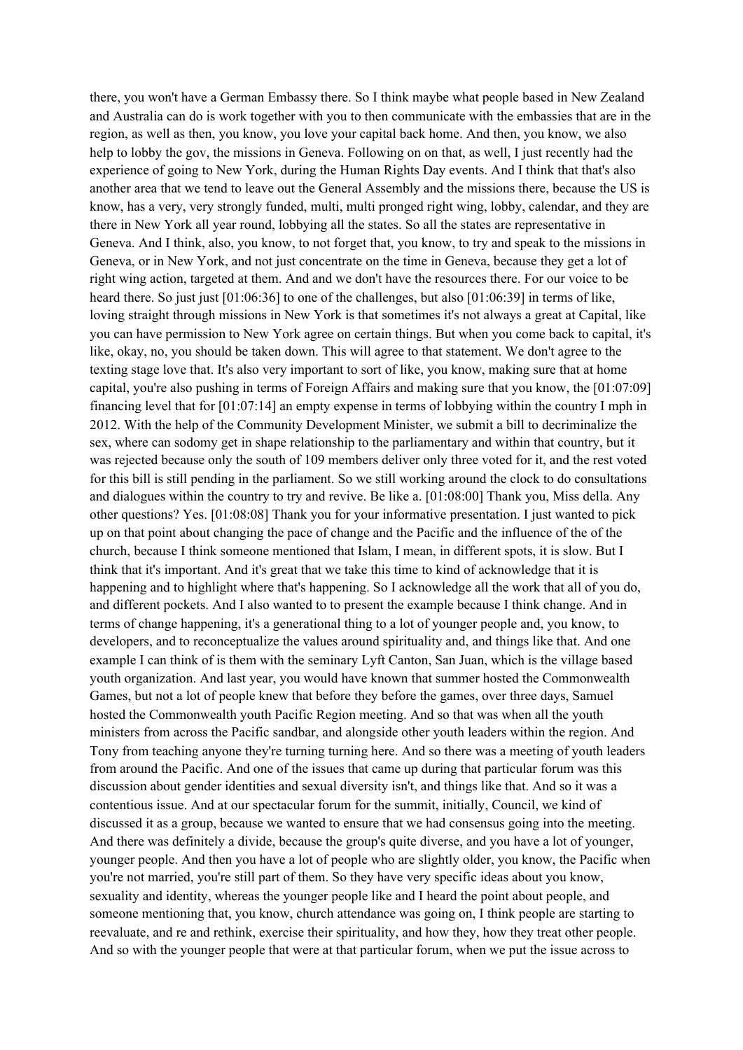there, you won't have a German Embassy there. So I think maybe what people based in New Zealand and Australia can do is work together with you to then communicate with the embassies that are in the region, as well as then, you know, you love your capital back home. And then, you know, we also help to lobby the gov, the missions in Geneva. Following on on that, as well, I just recently had the experience of going to New York, during the Human Rights Day events. And I think that that's also another area that we tend to leave out the General Assembly and the missions there, because the US is know, has a very, very strongly funded, multi, multi pronged right wing, lobby, calendar, and they are there in New York all year round, lobbying all the states. So all the states are representative in Geneva. And I think, also, you know, to not forget that, you know, to try and speak to the missions in Geneva, or in New York, and not just concentrate on the time in Geneva, because they get a lot of right wing action, targeted at them. And and we don't have the resources there. For our voice to be heard there. So just just [01:06:36] to one of the challenges, but also [01:06:39] in terms of like, loving straight through missions in New York is that sometimes it's not always a great at Capital, like you can have permission to New York agree on certain things. But when you come back to capital, it's like, okay, no, you should be taken down. This will agree to that statement. We don't agree to the texting stage love that. It's also very important to sort of like, you know, making sure that at home capital, you're also pushing in terms of Foreign Affairs and making sure that you know, the [01:07:09] financing level that for [01:07:14] an empty expense in terms of lobbying within the country I mph in 2012. With the help of the Community Development Minister, we submit a bill to decriminalize the sex, where can sodomy get in shape relationship to the parliamentary and within that country, but it was rejected because only the south of 109 members deliver only three voted for it, and the rest voted for this bill is still pending in the parliament. So we still working around the clock to do consultations and dialogues within the country to try and revive. Be like a. [01:08:00] Thank you, Miss della. Any other questions? Yes. [01:08:08] Thank you for your informative presentation. I just wanted to pick up on that point about changing the pace of change and the Pacific and the influence of the of the church, because I think someone mentioned that Islam, I mean, in different spots, it is slow. But I think that it's important. And it's great that we take this time to kind of acknowledge that it is happening and to highlight where that's happening. So I acknowledge all the work that all of you do, and different pockets. And I also wanted to to present the example because I think change. And in terms of change happening, it's a generational thing to a lot of younger people and, you know, to developers, and to reconceptualize the values around spirituality and, and things like that. And one example I can think of is them with the seminary Lyft Canton, San Juan, which is the village based youth organization. And last year, you would have known that summer hosted the Commonwealth Games, but not a lot of people knew that before they before the games, over three days, Samuel hosted the Commonwealth youth Pacific Region meeting. And so that was when all the youth ministers from across the Pacific sandbar, and alongside other youth leaders within the region. And Tony from teaching anyone they're turning turning here. And so there was a meeting of youth leaders from around the Pacific. And one of the issues that came up during that particular forum was this discussion about gender identities and sexual diversity isn't, and things like that. And so it was a contentious issue. And at our spectacular forum for the summit, initially, Council, we kind of discussed it as a group, because we wanted to ensure that we had consensus going into the meeting. And there was definitely a divide, because the group's quite diverse, and you have a lot of younger, younger people. And then you have a lot of people who are slightly older, you know, the Pacific when you're not married, you're still part of them. So they have very specific ideas about you know, sexuality and identity, whereas the younger people like and I heard the point about people, and someone mentioning that, you know, church attendance was going on, I think people are starting to reevaluate, and re and rethink, exercise their spirituality, and how they, how they treat other people. And so with the younger people that were at that particular forum, when we put the issue across to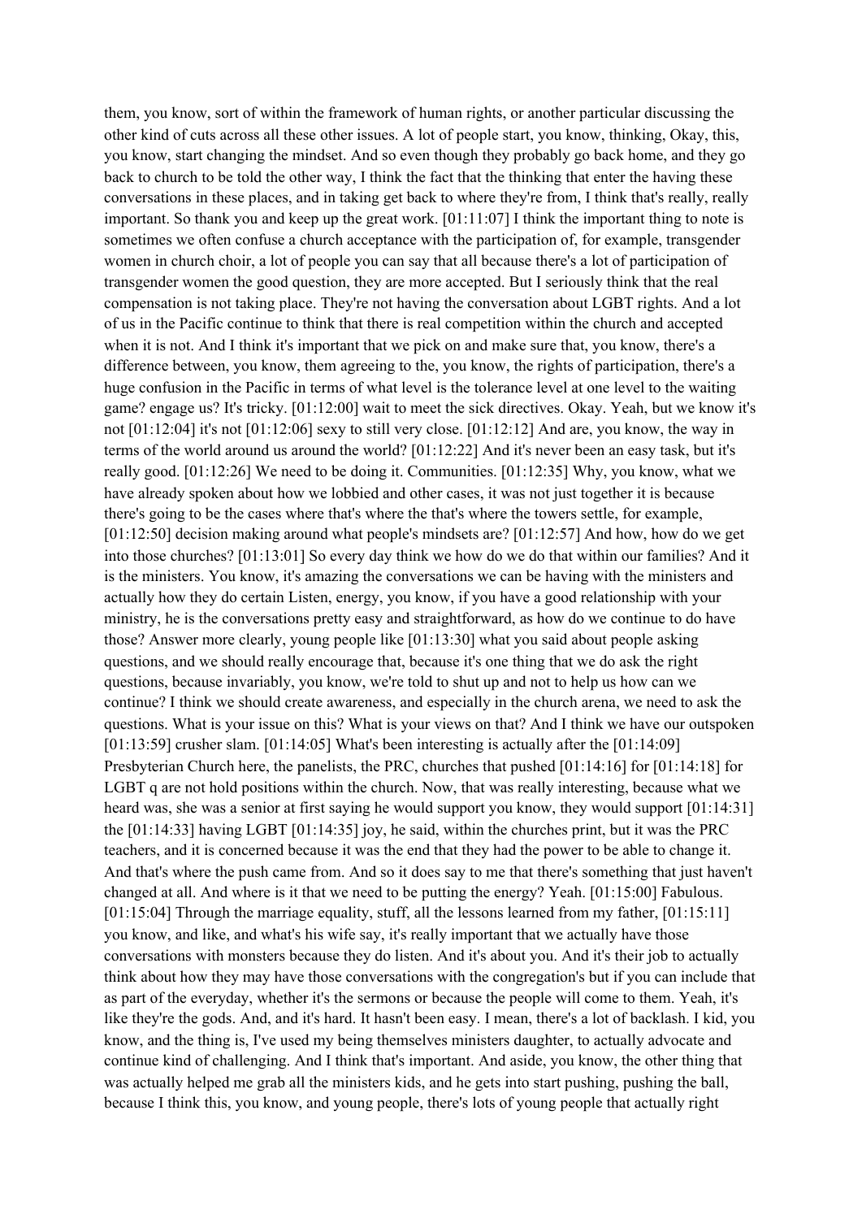them, you know, sort of within the framework of human rights, or another particular discussing the other kind of cuts across all these other issues. A lot of people start, you know, thinking, Okay, this, you know, start changing the mindset. And so even though they probably go back home, and they go back to church to be told the other way, I think the fact that the thinking that enter the having these conversations in these places, and in taking get back to where they're from, I think that's really, really important. So thank you and keep up the great work. [01:11:07] I think the important thing to note is sometimes we often confuse a church acceptance with the participation of, for example, transgender women in church choir, a lot of people you can say that all because there's a lot of participation of transgender women the good question, they are more accepted. But I seriously think that the real compensation is not taking place. They're not having the conversation about LGBT rights. And a lot of us in the Pacific continue to think that there is real competition within the church and accepted when it is not. And I think it's important that we pick on and make sure that, you know, there's a difference between, you know, them agreeing to the, you know, the rights of participation, there's a huge confusion in the Pacific in terms of what level is the tolerance level at one level to the waiting game? engage us? It's tricky. [01:12:00] wait to meet the sick directives. Okay. Yeah, but we know it's not [01:12:04] it's not [01:12:06] sexy to still very close. [01:12:12] And are, you know, the way in terms of the world around us around the world? [01:12:22] And it's never been an easy task, but it's really good. [01:12:26] We need to be doing it. Communities. [01:12:35] Why, you know, what we have already spoken about how we lobbied and other cases, it was not just together it is because there's going to be the cases where that's where the that's where the towers settle, for example, [01:12:50] decision making around what people's mindsets are? [01:12:57] And how, how do we get into those churches? [01:13:01] So every day think we how do we do that within our families? And it is the ministers. You know, it's amazing the conversations we can be having with the ministers and actually how they do certain Listen, energy, you know, if you have a good relationship with your ministry, he is the conversations pretty easy and straightforward, as how do we continue to do have those? Answer more clearly, young people like [01:13:30] what you said about people asking questions, and we should really encourage that, because it's one thing that we do ask the right questions, because invariably, you know, we're told to shut up and not to help us how can we continue? I think we should create awareness, and especially in the church arena, we need to ask the questions. What is your issue on this? What is your views on that? And I think we have our outspoken [01:13:59] crusher slam. [01:14:05] What's been interesting is actually after the [01:14:09] Presbyterian Church here, the panelists, the PRC, churches that pushed [01:14:16] for [01:14:18] for LGBT q are not hold positions within the church. Now, that was really interesting, because what we heard was, she was a senior at first saying he would support you know, they would support [01:14:31] the [01:14:33] having LGBT [01:14:35] joy, he said, within the churches print, but it was the PRC teachers, and it is concerned because it was the end that they had the power to be able to change it. And that's where the push came from. And so it does say to me that there's something that just haven't changed at all. And where is it that we need to be putting the energy? Yeah. [01:15:00] Fabulous. [01:15:04] Through the marriage equality, stuff, all the lessons learned from my father, [01:15:11] you know, and like, and what's his wife say, it's really important that we actually have those conversations with monsters because they do listen. And it's about you. And it's their job to actually think about how they may have those conversations with the congregation's but if you can include that as part of the everyday, whether it's the sermons or because the people will come to them. Yeah, it's like they're the gods. And, and it's hard. It hasn't been easy. I mean, there's a lot of backlash. I kid, you know, and the thing is, I've used my being themselves ministers daughter, to actually advocate and continue kind of challenging. And I think that's important. And aside, you know, the other thing that was actually helped me grab all the ministers kids, and he gets into start pushing, pushing the ball, because I think this, you know, and young people, there's lots of young people that actually right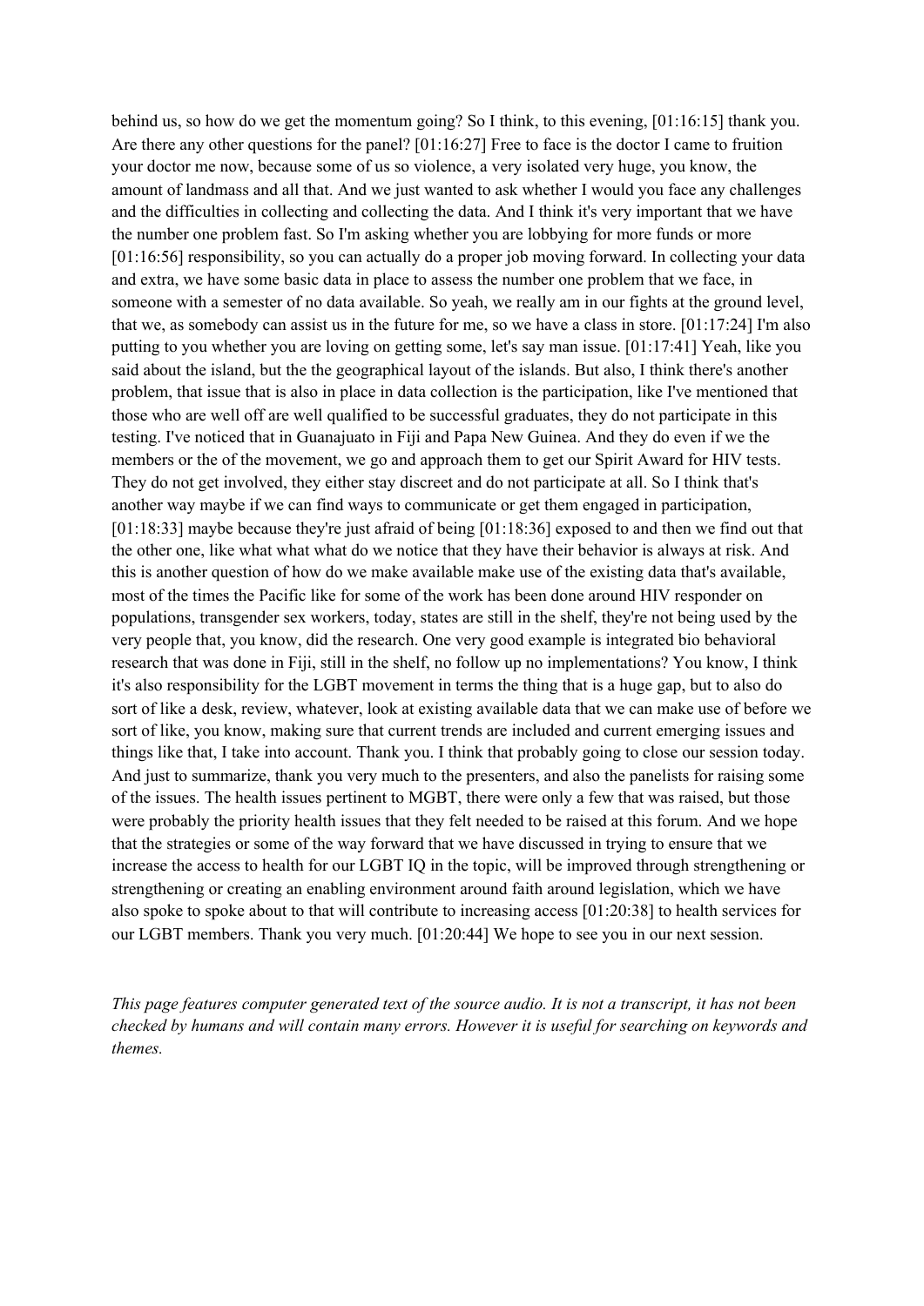behind us, so how do we get the momentum going? So I think, to this evening, [01:16:15] thank you. Are there any other questions for the panel? [01:16:27] Free to face is the doctor I came to fruition your doctor me now, because some of us so violence, a very isolated very huge, you know, the amount of landmass and all that. And we just wanted to ask whether I would you face any challenges and the difficulties in collecting and collecting the data. And I think it's very important that we have the number one problem fast. So I'm asking whether you are lobbying for more funds or more [01:16:56] responsibility, so you can actually do a proper job moving forward. In collecting your data and extra, we have some basic data in place to assess the number one problem that we face, in someone with a semester of no data available. So yeah, we really am in our fights at the ground level, that we, as somebody can assist us in the future for me, so we have a class in store. [01:17:24] I'm also putting to you whether you are loving on getting some, let's say man issue. [01:17:41] Yeah, like you said about the island, but the the geographical layout of the islands. But also, I think there's another problem, that issue that is also in place in data collection is the participation, like I've mentioned that those who are well off are well qualified to be successful graduates, they do not participate in this testing. I've noticed that in Guanajuato in Fiji and Papa New Guinea. And they do even if we the members or the of the movement, we go and approach them to get our Spirit Award for HIV tests. They do not get involved, they either stay discreet and do not participate at all. So I think that's another way maybe if we can find ways to communicate or get them engaged in participation, [01:18:33] maybe because they're just afraid of being [01:18:36] exposed to and then we find out that the other one, like what what what do we notice that they have their behavior is always at risk. And this is another question of how do we make available make use of the existing data that's available, most of the times the Pacific like for some of the work has been done around HIV responder on populations, transgender sex workers, today, states are still in the shelf, they're not being used by the very people that, you know, did the research. One very good example is integrated bio behavioral research that was done in Fiji, still in the shelf, no follow up no implementations? You know, I think it's also responsibility for the LGBT movement in terms the thing that is a huge gap, but to also do sort of like a desk, review, whatever, look at existing available data that we can make use of before we sort of like, you know, making sure that current trends are included and current emerging issues and things like that, I take into account. Thank you. I think that probably going to close our session today. And just to summarize, thank you very much to the presenters, and also the panelists for raising some of the issues. The health issues pertinent to MGBT, there were only a few that was raised, but those were probably the priority health issues that they felt needed to be raised at this forum. And we hope that the strategies or some of the way forward that we have discussed in trying to ensure that we increase the access to health for our LGBT IQ in the topic, will be improved through strengthening or strengthening or creating an enabling environment around faith around legislation, which we have also spoke to spoke about to that will contribute to increasing access [01:20:38] to health services for our LGBT members. Thank you very much. [01:20:44] We hope to see you in our next session.

*This page features computer generated text of the source audio. It is not a transcript, it has not been checked by humans and will contain many errors. However it is useful for searching on keywords and themes.*